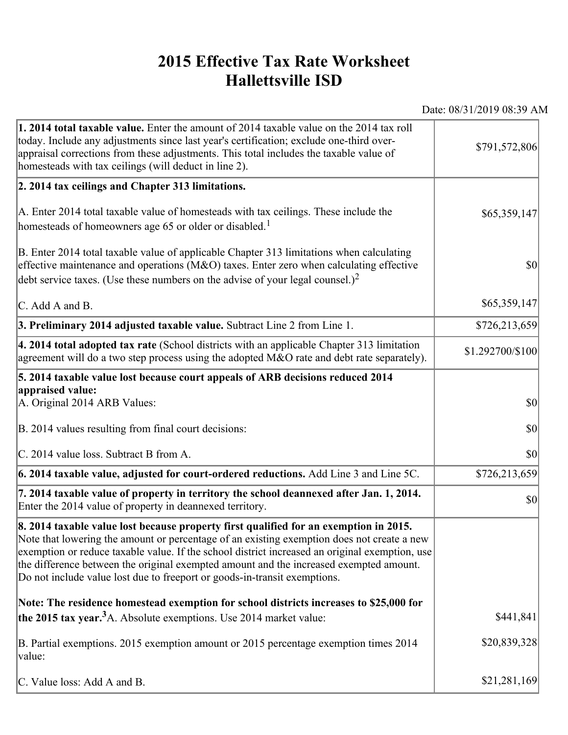# 2015 Effective Tax Rate Worksheet
# Hallettsville ISD

Date: 08/31/2019 08:39 AM

| | |
|---|---|
| **1. 2014 total taxable value.** Enter the amount of 2014 taxable value on the 2014 tax roll today. Include any adjustments since last year's certification; exclude one-third over-appraisal corrections from these adjustments. This total includes the taxable value of homesteads with tax ceilings (will deduct in line 2). | $791,572,806 |
| **2. 2014 tax ceilings and Chapter 313 limitations.** | |
| A. Enter 2014 total taxable value of homesteads with tax ceilings. These include the homesteads of homeowners age 65 or older or disabled.[1] | $65,359,147 |
| B. Enter 2014 total taxable value of applicable Chapter 313 limitations when calculating effective maintenance and operations (M&O) taxes. Enter zero when calculating effective debt service taxes. (Use these numbers on the advise of your legal counsel.)[2] | $0 |
| C. Add A and B. | $65,359,147 |
| **3. Preliminary 2014 adjusted taxable value.** Subtract Line 2 from Line 1. | $726,213,659 |
| **4. 2014 total adopted tax rate** (School districts with an applicable Chapter 313 limitation agreement will do a two step process using the adopted M&O rate and debt rate separately). | $1.292700/$100 |
| **5. 2014 taxable value lost because court appeals of ARB decisions reduced 2014 appraised value:** | |
| A. Original 2014 ARB Values: | $0 |
| B. 2014 values resulting from final court decisions: | $0 |
| C. 2014 value loss. Subtract B from A. | $0 |
| **6. 2014 taxable value, adjusted for court-ordered reductions.** Add Line 3 and Line 5C. | $726,213,659 |
| **7. 2014 taxable value of property in territory the school deannexed after Jan. 1, 2014.** Enter the 2014 value of property in deannexed territory. | $0 |
| **8. 2014 taxable value lost because property first qualified for an exemption in 2015.** Note that lowering the amount or percentage of an existing exemption does not create a new exemption or reduce taxable value. If the school district increased an original exemption, use the difference between the original exempted amount and the increased exempted amount. Do not include value lost due to freeport or goods-in-transit exemptions. | |
| **Note: The residence homestead exemption for school districts increases to $25,000 for the 2015 tax year.**[3] A. Absolute exemptions. Use 2014 market value: | $441,841 |
| B. Partial exemptions. 2015 exemption amount or 2015 percentage exemption times 2014 value: | $20,839,328 |
| C. Value loss: Add A and B. | $21,281,169 |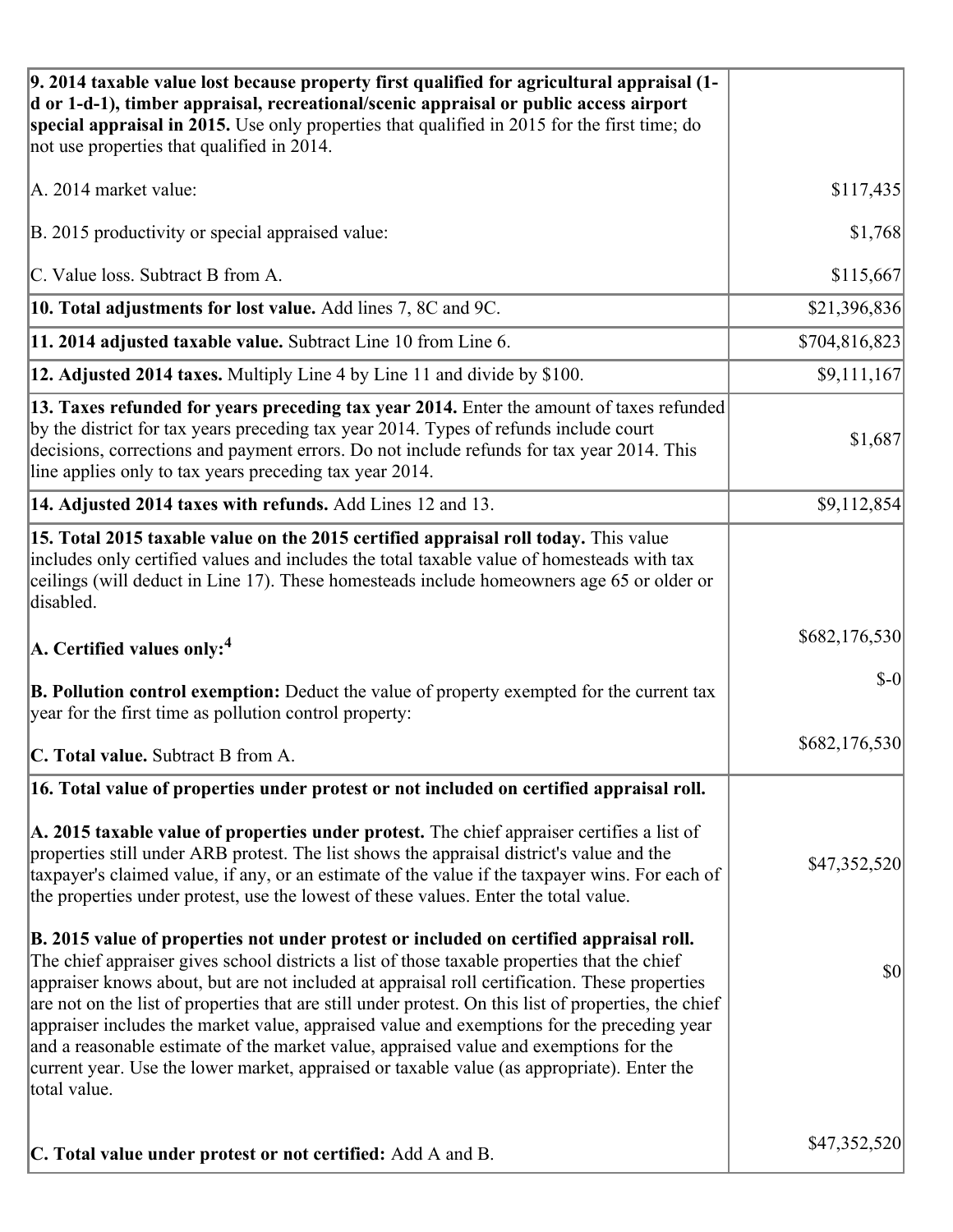| | |
|---|---|
| **9. 2014 taxable value lost because property first qualified for agricultural appraisal (1-d or 1-d-1), timber appraisal, recreational/scenic appraisal or public access airport special appraisal in 2015.** Use only properties that qualified in 2015 for the first time; do not use properties that qualified in 2014. | |
| A. 2014 market value: | $117,435 |
| B. 2015 productivity or special appraised value: | $1,768 |
| C. Value loss. Subtract B from A. | $115,667 |
| **10. Total adjustments for lost value.** Add lines 7, 8C and 9C. | $21,396,836 |
| **11. 2014 adjusted taxable value.** Subtract Line 10 from Line 6. | $704,816,823 |
| **12. Adjusted 2014 taxes.** Multiply Line 4 by Line 11 and divide by $100. | $9,111,167 |
| **13. Taxes refunded for years preceding tax year 2014.** Enter the amount of taxes refunded by the district for tax years preceding tax year 2014. Types of refunds include court decisions, corrections and payment errors. Do not include refunds for tax year 2014. This line applies only to tax years preceding tax year 2014. | $1,687 |
| **14. Adjusted 2014 taxes with refunds.** Add Lines 12 and 13. | $9,112,854 |
| **15. Total 2015 taxable value on the 2015 certified appraisal roll today.** This value includes only certified values and includes the total taxable value of homesteads with tax ceilings (will deduct in Line 17). These homesteads include homeowners age 65 or older or disabled. | |
| **A. Certified values only:**[4] | $682,176,530 |
| **B. Pollution control exemption:** Deduct the value of property exempted for the current tax year for the first time as pollution control property: | $-0 |
| **C. Total value.** Subtract B from A. | $682,176,530 |
| **16. Total value of properties under protest or not included on certified appraisal roll.** | |
| **A. 2015 taxable value of properties under protest.** The chief appraiser certifies a list of properties still under ARB protest. The list shows the appraisal district's value and the taxpayer's claimed value, if any, or an estimate of the value if the taxpayer wins. For each of the properties under protest, use the lowest of these values. Enter the total value. | $47,352,520 |
| **B. 2015 value of properties not under protest or included on certified appraisal roll.** The chief appraiser gives school districts a list of those taxable properties that the chief appraiser knows about, but are not included at appraisal roll certification. These properties are not on the list of properties that are still under protest. On this list of properties, the chief appraiser includes the market value, appraised value and exemptions for the preceding year and a reasonable estimate of the market value, appraised value and exemptions for the current year. Use the lower market, appraised or taxable value (as appropriate). Enter the total value. | $0 |
| **C. Total value under protest or not certified:** Add A and B. | $47,352,520 |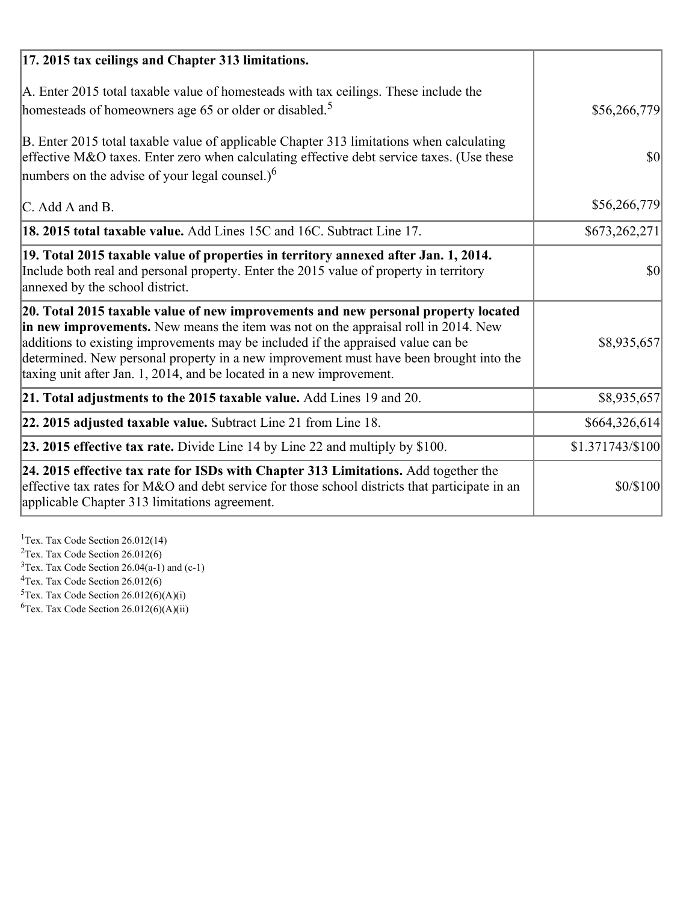| | |
|---|---|
| **17. 2015 tax ceilings and Chapter 313 limitations.** | |
| A. Enter 2015 total taxable value of homesteads with tax ceilings. These include the homesteads of homeowners age 65 or older or disabled.[5] | $56,266,779 |
| B. Enter 2015 total taxable value of applicable Chapter 313 limitations when calculating effective M&O taxes. Enter zero when calculating effective debt service taxes. (Use these numbers on the advise of your legal counsel.)[6] | $0 |
| C. Add A and B. | $56,266,779 |
| **18. 2015 total taxable value.** Add Lines 15C and 16C. Subtract Line 17. | $673,262,271 |
| **19. Total 2015 taxable value of properties in territory annexed after Jan. 1, 2014.** Include both real and personal property. Enter the 2015 value of property in territory annexed by the school district. | $0 |
| **20. Total 2015 taxable value of new improvements and new personal property located in new improvements.** New means the item was not on the appraisal roll in 2014. New additions to existing improvements may be included if the appraised value can be determined. New personal property in a new improvement must have been brought into the taxing unit after Jan. 1, 2014, and be located in a new improvement. | $8,935,657 |
| **21. Total adjustments to the 2015 taxable value.** Add Lines 19 and 20. | $8,935,657 |
| **22. 2015 adjusted taxable value.** Subtract Line 21 from Line 18. | $664,326,614 |
| **23. 2015 effective tax rate.** Divide Line 14 by Line 22 and multiply by $100. | $1.371743/$100 |
| **24. 2015 effective tax rate for ISDs with Chapter 313 Limitations.** Add together the effective tax rates for M&O and debt service for those school districts that participate in an applicable Chapter 313 limitations agreement. | $0/$100 |

[1]Tex. Tax Code Section 26.012(14)
[2]Tex. Tax Code Section 26.012(6)
[3]Tex. Tax Code Section 26.04(a-1) and (c-1)
[4]Tex. Tax Code Section 26.012(6)
[5]Tex. Tax Code Section 26.012(6)(A)(i)
[6]Tex. Tax Code Section 26.012(6)(A)(ii)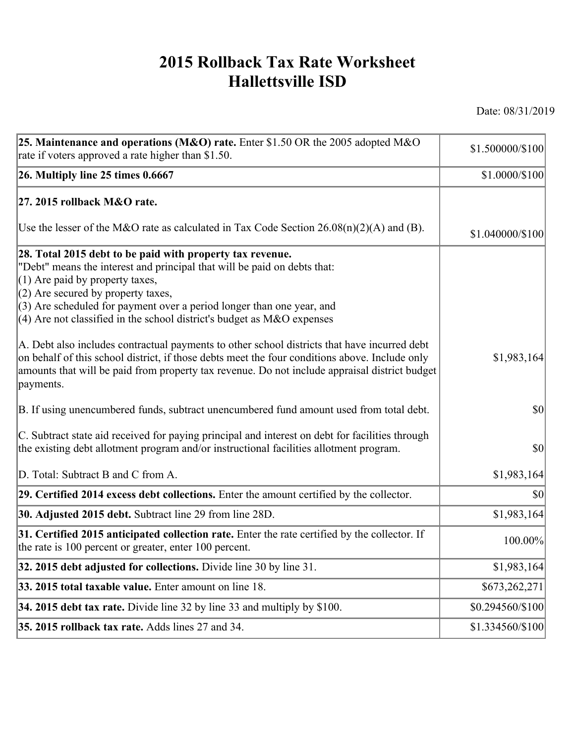# 2015 Rollback Tax Rate Worksheet
# Hallettsville ISD

Date: 08/31/2019

| | |
|---|---|
| **25. Maintenance and operations (M&O) rate.** Enter $1.50 OR the 2005 adopted M&O rate if voters approved a rate higher than $1.50. | $1.500000/$100 |
| **26. Multiply line 25 times 0.6667** | $1.0000/$100 |
| **27. 2015 rollback M&O rate.**<br><br>Use the lesser of the M&O rate as calculated in Tax Code Section 26.08(n)(2)(A) and (B). | $1.040000/$100 |
| **28. Total 2015 debt to be paid with property tax revenue.**<br>"Debt" means the interest and principal that will be paid on debts that:<br>(1) Are paid by property taxes,<br>(2) Are secured by property taxes,<br>(3) Are scheduled for payment over a period longer than one year, and<br>(4) Are not classified in the school district's budget as M&O expenses<br><br>A. Debt also includes contractual payments to other school districts that have incurred debt on behalf of this school district, if those debts meet the four conditions above. Include only amounts that will be paid from property tax revenue. Do not include appraisal district budget payments. | $1,983,164 |
| B. If using unencumbered funds, subtract unencumbered fund amount used from total debt. | $0 |
| C. Subtract state aid received for paying principal and interest on debt for facilities through the existing debt allotment program and/or instructional facilities allotment program. | $0 |
| D. Total: Subtract B and C from A. | $1,983,164 |
| **29. Certified 2014 excess debt collections.** Enter the amount certified by the collector. | $0 |
| **30. Adjusted 2015 debt.** Subtract line 29 from line 28D. | $1,983,164 |
| **31. Certified 2015 anticipated collection rate.** Enter the rate certified by the collector. If the rate is 100 percent or greater, enter 100 percent. | 100.00% |
| **32. 2015 debt adjusted for collections.** Divide line 30 by line 31. | $1,983,164 |
| **33. 2015 total taxable value.** Enter amount on line 18. | $673,262,271 |
| **34. 2015 debt tax rate.** Divide line 32 by line 33 and multiply by $100. | $0.294560/$100 |
| **35. 2015 rollback tax rate.** Adds lines 27 and 34. | $1.334560/$100 |